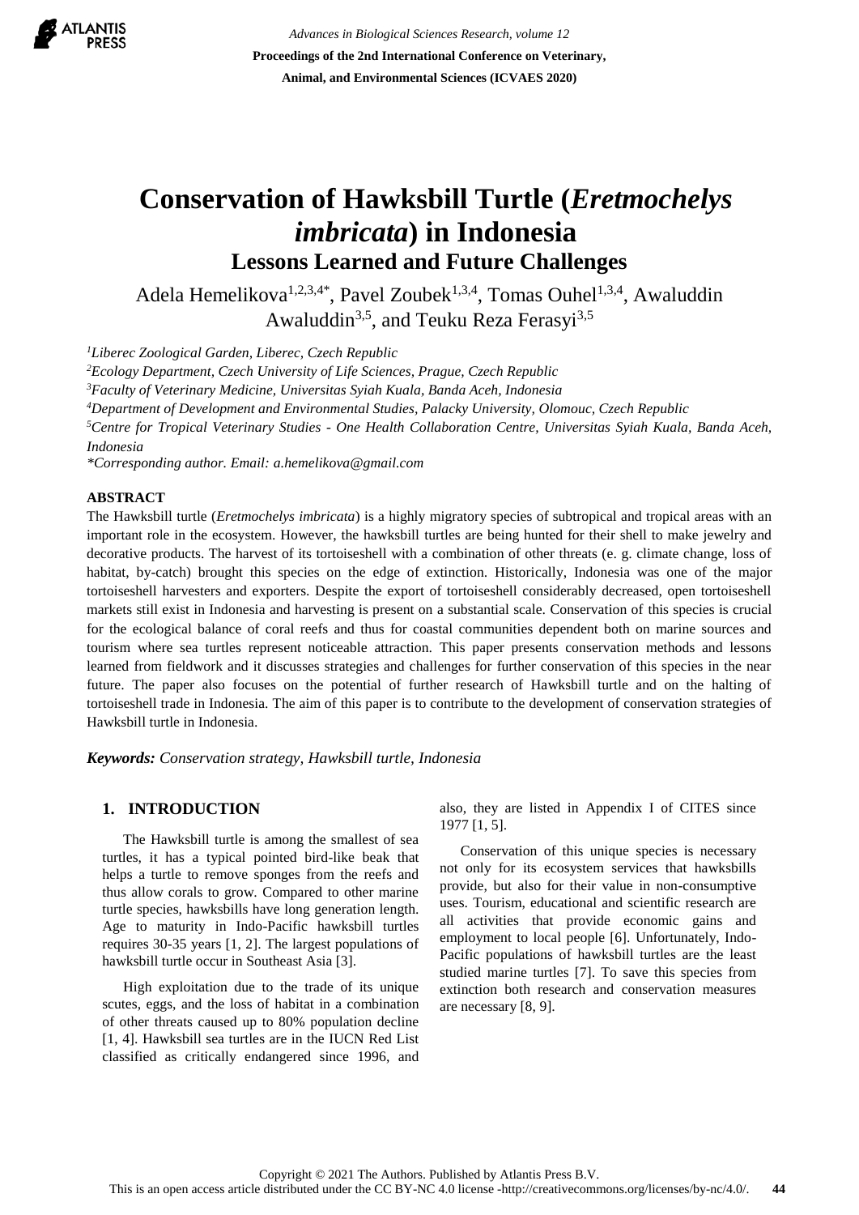# Conservation of Hawksbill Turtle (*Eretmochelys imbricata*) in Indonesia

## Lessons Learned and Future Challenges

Adela Hemelikova[1,2,3,4*], Pavel Zoubek[1,3,4], Tomas Ouhel[1,3,4], Awaluddin Awaluddin[3,5], and Teuku Reza Ferasyi[3,5]

[1]*Liberec Zoological Garden, Liberec, Czech Republic*
[2]*Ecology Department, Czech University of Life Sciences, Prague, Czech Republic*
[3]*Faculty of Veterinary Medicine, Universitas Syiah Kuala, Banda Aceh, Indonesia*
[4]*Department of Development and Environmental Studies, Palacky University, Olomouc, Czech Republic*
[5]*Centre for Tropical Veterinary Studies - One Health Collaboration Centre, Universitas Syiah Kuala, Banda Aceh, Indonesia*
*\*Corresponding author. Email: a.hemelikova@gmail.com*

### ABSTRACT

The Hawksbill turtle (*Eretmochelys imbricata*) is a highly migratory species of subtropical and tropical areas with an important role in the ecosystem. However, the hawksbill turtles are being hunted for their shell to make jewelry and decorative products. The harvest of its tortoiseshell with a combination of other threats (e. g. climate change, loss of habitat, by-catch) brought this species on the edge of extinction. Historically, Indonesia was one of the major tortoiseshell harvesters and exporters. Despite the export of tortoiseshell considerably decreased, open tortoiseshell markets still exist in Indonesia and harvesting is present on a substantial scale. Conservation of this species is crucial for the ecological balance of coral reefs and thus for coastal communities dependent both on marine sources and tourism where sea turtles represent noticeable attraction. This paper presents conservation methods and lessons learned from fieldwork and it discusses strategies and challenges for further conservation of this species in the near future. The paper also focuses on the potential of further research of Hawksbill turtle and on the halting of tortoiseshell trade in Indonesia. The aim of this paper is to contribute to the development of conservation strategies of Hawksbill turtle in Indonesia.

***Keywords:*** *Conservation strategy, Hawksbill turtle, Indonesia*

## 1. INTRODUCTION

The Hawksbill turtle is among the smallest of sea turtles, it has a typical pointed bird-like beak that helps a turtle to remove sponges from the reefs and thus allow corals to grow. Compared to other marine turtle species, hawksbills have long generation length. Age to maturity in Indo-Pacific hawksbill turtles requires 30-35 years [1, 2]. The largest populations of hawksbill turtle occur in Southeast Asia [3].

High exploitation due to the trade of its unique scutes, eggs, and the loss of habitat in a combination of other threats caused up to 80% population decline [1, 4]. Hawksbill sea turtles are in the IUCN Red List classified as critically endangered since 1996, and also, they are listed in Appendix I of CITES since 1977 [1, 5].

Conservation of this unique species is necessary not only for its ecosystem services that hawksbills provide, but also for their value in non-consumptive uses. Tourism, educational and scientific research are all activities that provide economic gains and employment to local people [6]. Unfortunately, Indo-Pacific populations of hawksbill turtles are the least studied marine turtles [7]. To save this species from extinction both research and conservation measures are necessary [8, 9].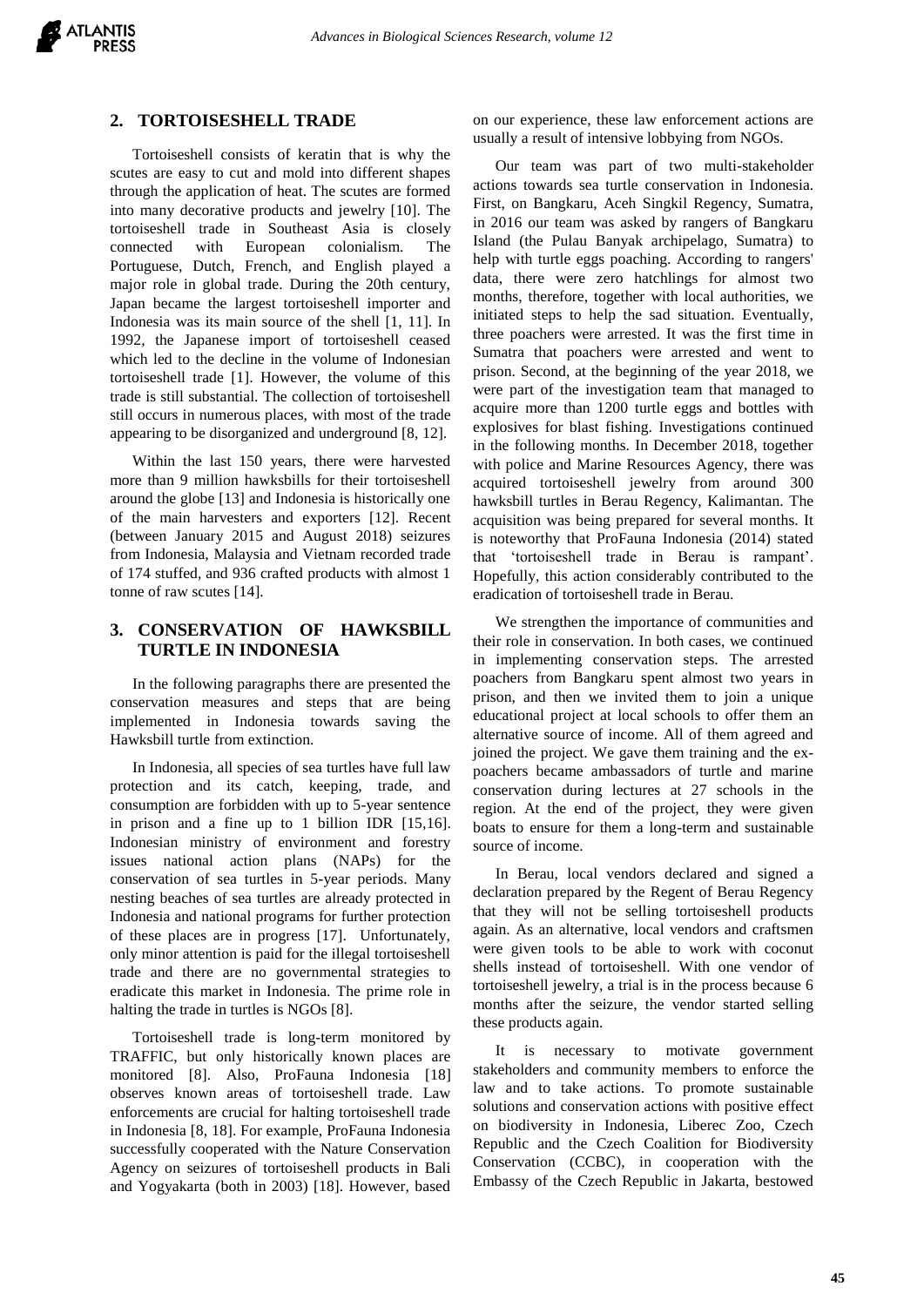## 2. TORTOISESHELL TRADE

Tortoiseshell consists of keratin that is why the scutes are easy to cut and mold into different shapes through the application of heat. The scutes are formed into many decorative products and jewelry [10]. The tortoiseshell trade in Southeast Asia is closely connected with European colonialism. The Portuguese, Dutch, French, and English played a major role in global trade. During the 20th century, Japan became the largest tortoiseshell importer and Indonesia was its main source of the shell [1, 11]. In 1992, the Japanese import of tortoiseshell ceased which led to the decline in the volume of Indonesian tortoiseshell trade [1]. However, the volume of this trade is still substantial. The collection of tortoiseshell still occurs in numerous places, with most of the trade appearing to be disorganized and underground [8, 12].

Within the last 150 years, there were harvested more than 9 million hawksbills for their tortoiseshell around the globe [13] and Indonesia is historically one of the main harvesters and exporters [12]. Recent (between January 2015 and August 2018) seizures from Indonesia, Malaysia and Vietnam recorded trade of 174 stuffed, and 936 crafted products with almost 1 tonne of raw scutes [14].

## 3. CONSERVATION OF HAWKSBILL TURTLE IN INDONESIA

In the following paragraphs there are presented the conservation measures and steps that are being implemented in Indonesia towards saving the Hawksbill turtle from extinction.

In Indonesia, all species of sea turtles have full law protection and its catch, keeping, trade, and consumption are forbidden with up to 5-year sentence in prison and a fine up to 1 billion IDR [15,16]. Indonesian ministry of environment and forestry issues national action plans (NAPs) for the conservation of sea turtles in 5-year periods. Many nesting beaches of sea turtles are already protected in Indonesia and national programs for further protection of these places are in progress [17]. Unfortunately, only minor attention is paid for the illegal tortoiseshell trade and there are no governmental strategies to eradicate this market in Indonesia. The prime role in halting the trade in turtles is NGOs [8].

Tortoiseshell trade is long-term monitored by TRAFFIC, but only historically known places are monitored [8]. Also, ProFauna Indonesia [18] observes known areas of tortoiseshell trade. Law enforcements are crucial for halting tortoiseshell trade in Indonesia [8, 18]. For example, ProFauna Indonesia successfully cooperated with the Nature Conservation Agency on seizures of tortoiseshell products in Bali and Yogyakarta (both in 2003) [18]. However, based on our experience, these law enforcement actions are usually a result of intensive lobbying from NGOs.

Our team was part of two multi-stakeholder actions towards sea turtle conservation in Indonesia. First, on Bangkaru, Aceh Singkil Regency, Sumatra, in 2016 our team was asked by rangers of Bangkaru Island (the Pulau Banyak archipelago, Sumatra) to help with turtle eggs poaching. According to rangers' data, there were zero hatchlings for almost two months, therefore, together with local authorities, we initiated steps to help the sad situation. Eventually, three poachers were arrested. It was the first time in Sumatra that poachers were arrested and went to prison. Second, at the beginning of the year 2018, we were part of the investigation team that managed to acquire more than 1200 turtle eggs and bottles with explosives for blast fishing. Investigations continued in the following months. In December 2018, together with police and Marine Resources Agency, there was acquired tortoiseshell jewelry from around 300 hawksbill turtles in Berau Regency, Kalimantan. The acquisition was being prepared for several months. It is noteworthy that ProFauna Indonesia (2014) stated that 'tortoiseshell trade in Berau is rampant'. Hopefully, this action considerably contributed to the eradication of tortoiseshell trade in Berau.

We strengthen the importance of communities and their role in conservation. In both cases, we continued in implementing conservation steps. The arrested poachers from Bangkaru spent almost two years in prison, and then we invited them to join a unique educational project at local schools to offer them an alternative source of income. All of them agreed and joined the project. We gave them training and the ex-poachers became ambassadors of turtle and marine conservation during lectures at 27 schools in the region. At the end of the project, they were given boats to ensure for them a long-term and sustainable source of income.

In Berau, local vendors declared and signed a declaration prepared by the Regent of Berau Regency that they will not be selling tortoiseshell products again. As an alternative, local vendors and craftsmen were given tools to be able to work with coconut shells instead of tortoiseshell. With one vendor of tortoiseshell jewelry, a trial is in the process because 6 months after the seizure, the vendor started selling these products again.

It is necessary to motivate government stakeholders and community members to enforce the law and to take actions. To promote sustainable solutions and conservation actions with positive effect on biodiversity in Indonesia, Liberec Zoo, Czech Republic and the Czech Coalition for Biodiversity Conservation (CCBC), in cooperation with the Embassy of the Czech Republic in Jakarta, bestowed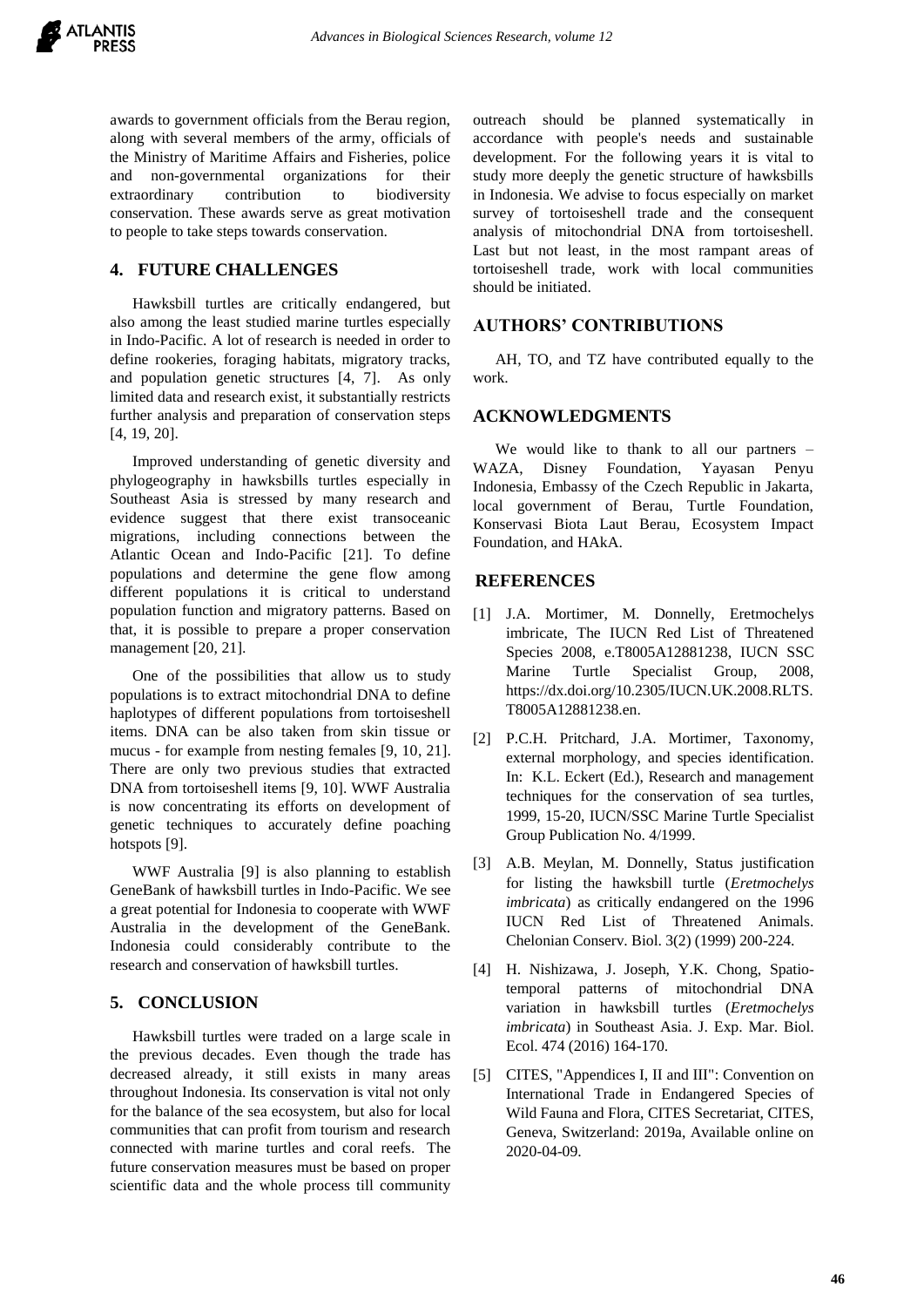awards to government officials from the Berau region, along with several members of the army, officials of the Ministry of Maritime Affairs and Fisheries, police and non-governmental organizations for their extraordinary contribution to biodiversity conservation. These awards serve as great motivation to people to take steps towards conservation.

## 4. FUTURE CHALLENGES

Hawksbill turtles are critically endangered, but also among the least studied marine turtles especially in Indo-Pacific. A lot of research is needed in order to define rookeries, foraging habitats, migratory tracks, and population genetic structures [4, 7]. As only limited data and research exist, it substantially restricts further analysis and preparation of conservation steps [4, 19, 20].

Improved understanding of genetic diversity and phylogeography in hawksbills turtles especially in Southeast Asia is stressed by many research and evidence suggest that there exist transoceanic migrations, including connections between the Atlantic Ocean and Indo-Pacific [21]. To define populations and determine the gene flow among different populations it is critical to understand population function and migratory patterns. Based on that, it is possible to prepare a proper conservation management [20, 21].

One of the possibilities that allow us to study populations is to extract mitochondrial DNA to define haplotypes of different populations from tortoiseshell items. DNA can be also taken from skin tissue or mucus - for example from nesting females [9, 10, 21]. There are only two previous studies that extracted DNA from tortoiseshell items [9, 10]. WWF Australia is now concentrating its efforts on development of genetic techniques to accurately define poaching hotspots [9].

WWF Australia [9] is also planning to establish GeneBank of hawksbill turtles in Indo-Pacific. We see a great potential for Indonesia to cooperate with WWF Australia in the development of the GeneBank. Indonesia could considerably contribute to the research and conservation of hawksbill turtles.

## 5. CONCLUSION

Hawksbill turtles were traded on a large scale in the previous decades. Even though the trade has decreased already, it still exists in many areas throughout Indonesia. Its conservation is vital not only for the balance of the sea ecosystem, but also for local communities that can profit from tourism and research connected with marine turtles and coral reefs. The future conservation measures must be based on proper scientific data and the whole process till community outreach should be planned systematically in accordance with people's needs and sustainable development. For the following years it is vital to study more deeply the genetic structure of hawksbills in Indonesia. We advise to focus especially on market survey of tortoiseshell trade and the consequent analysis of mitochondrial DNA from tortoiseshell. Last but not least, in the most rampant areas of tortoiseshell trade, work with local communities should be initiated.

## AUTHORS' CONTRIBUTIONS

AH, TO, and TZ have contributed equally to the work.

## ACKNOWLEDGMENTS

We would like to thank to all our partners – WAZA, Disney Foundation, Yayasan Penyu Indonesia, Embassy of the Czech Republic in Jakarta, local government of Berau, Turtle Foundation, Konservasi Biota Laut Berau, Ecosystem Impact Foundation, and HAkA.

## REFERENCES

[1] J.A. Mortimer, M. Donnelly, Eretmochelys imbricate, The IUCN Red List of Threatened Species 2008, e.T8005A12881238, IUCN SSC Marine Turtle Specialist Group, 2008, https://dx.doi.org/10.2305/IUCN.UK.2008.RLTS.T8005A12881238.en.

[2] P.C.H. Pritchard, J.A. Mortimer, Taxonomy, external morphology, and species identification. In: K.L. Eckert (Ed.), Research and management techniques for the conservation of sea turtles, 1999, 15-20, IUCN/SSC Marine Turtle Specialist Group Publication No. 4/1999.

[3] A.B. Meylan, M. Donnelly, Status justification for listing the hawksbill turtle (*Eretmochelys imbricata*) as critically endangered on the 1996 IUCN Red List of Threatened Animals. Chelonian Conserv. Biol. 3(2) (1999) 200-224.

[4] H. Nishizawa, J. Joseph, Y.K. Chong, Spatio-temporal patterns of mitochondrial DNA variation in hawksbill turtles (*Eretmochelys imbricata*) in Southeast Asia. J. Exp. Mar. Biol. Ecol. 474 (2016) 164-170.

[5] CITES, "Appendices I, II and III": Convention on International Trade in Endangered Species of Wild Fauna and Flora, CITES Secretariat, CITES, Geneva, Switzerland: 2019a, Available online on 2020-04-09.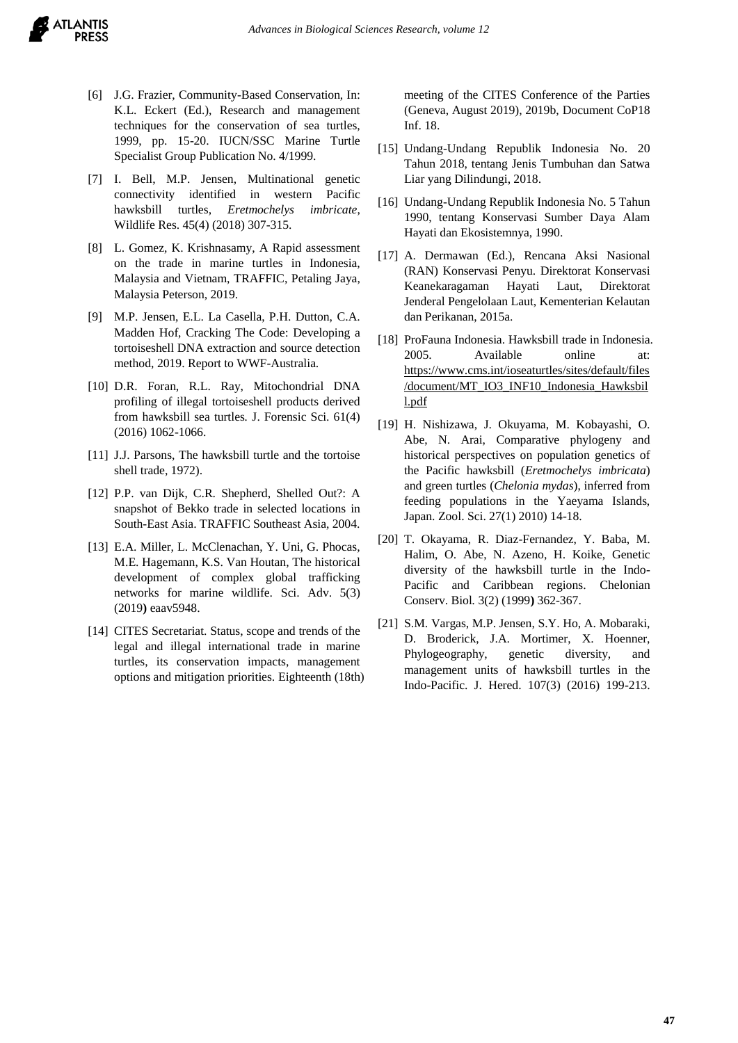[6] J.G. Frazier, Community-Based Conservation, In: K.L. Eckert (Ed.), Research and management techniques for the conservation of sea turtles, 1999, pp. 15-20. IUCN/SSC Marine Turtle Specialist Group Publication No. 4/1999.

[7] I. Bell, M.P. Jensen, Multinational genetic connectivity identified in western Pacific hawksbill turtles, *Eretmochelys imbricate*, Wildlife Res. 45(4) (2018) 307-315.

[8] L. Gomez, K. Krishnasamy, A Rapid assessment on the trade in marine turtles in Indonesia, Malaysia and Vietnam, TRAFFIC, Petaling Jaya, Malaysia Peterson, 2019.

[9] M.P. Jensen, E.L. La Casella, P.H. Dutton, C.A. Madden Hof, Cracking The Code: Developing a tortoiseshell DNA extraction and source detection method, 2019. Report to WWF-Australia.

[10] D.R. Foran, R.L. Ray, Mitochondrial DNA profiling of illegal tortoiseshell products derived from hawksbill sea turtles. J. Forensic Sci. 61(4) (2016) 1062-1066.

[11] J.J. Parsons, The hawksbill turtle and the tortoise shell trade, 1972).

[12] P.P. van Dijk, C.R. Shepherd, Shelled Out?: A snapshot of Bekko trade in selected locations in South-East Asia. TRAFFIC Southeast Asia, 2004.

[13] E.A. Miller, L. McClenachan, Y. Uni, G. Phocas, M.E. Hagemann, K.S. Van Houtan, The historical development of complex global trafficking networks for marine wildlife. Sci. Adv. 5(3) (2019**)** eaav5948.

[14] CITES Secretariat. Status, scope and trends of the legal and illegal international trade in marine turtles, its conservation impacts, management options and mitigation priorities. Eighteenth (18th) meeting of the CITES Conference of the Parties (Geneva, August 2019), 2019b, Document CoP18 Inf. 18.

[15] Undang-Undang Republik Indonesia No. 20 Tahun 2018, tentang Jenis Tumbuhan dan Satwa Liar yang Dilindungi, 2018.

[16] Undang-Undang Republik Indonesia No. 5 Tahun 1990, tentang Konservasi Sumber Daya Alam Hayati dan Ekosistemnya, 1990.

[17] A. Dermawan (Ed.), Rencana Aksi Nasional (RAN) Konservasi Penyu. Direktorat Konservasi Keanekaragaman Hayati Laut, Direktorat Jenderal Pengelolaan Laut, Kementerian Kelautan dan Perikanan, 2015a.

[18] ProFauna Indonesia. Hawksbill trade in Indonesia. 2005. Available online at: https://www.cms.int/iosea-turtles/sites/default/files/document/MT_IO3_INF10_Indonesia_Hawksbill.pdf

[19] H. Nishizawa, J. Okuyama, M. Kobayashi, O. Abe, N. Arai, Comparative phylogeny and historical perspectives on population genetics of the Pacific hawksbill (*Eretmochelys imbricata*) and green turtles (*Chelonia mydas*), inferred from feeding populations in the Yaeyama Islands, Japan. Zool. Sci. 27(1) 2010) 14-18.

[20] T. Okayama, R. Diaz-Fernandez, Y. Baba, M. Halim, O. Abe, N. Azeno, H. Koike, Genetic diversity of the hawksbill turtle in the Indo-Pacific and Caribbean regions. Chelonian Conserv. Biol. 3(2) (1999**)** 362-367.

[21] S.M. Vargas, M.P. Jensen, S.Y. Ho, A. Mobaraki, D. Broderick, J.A. Mortimer, X. Hoenner, Phylogeography, genetic diversity, and management units of hawksbill turtles in the Indo-Pacific. J. Hered. 107(3) (2016) 199-213.